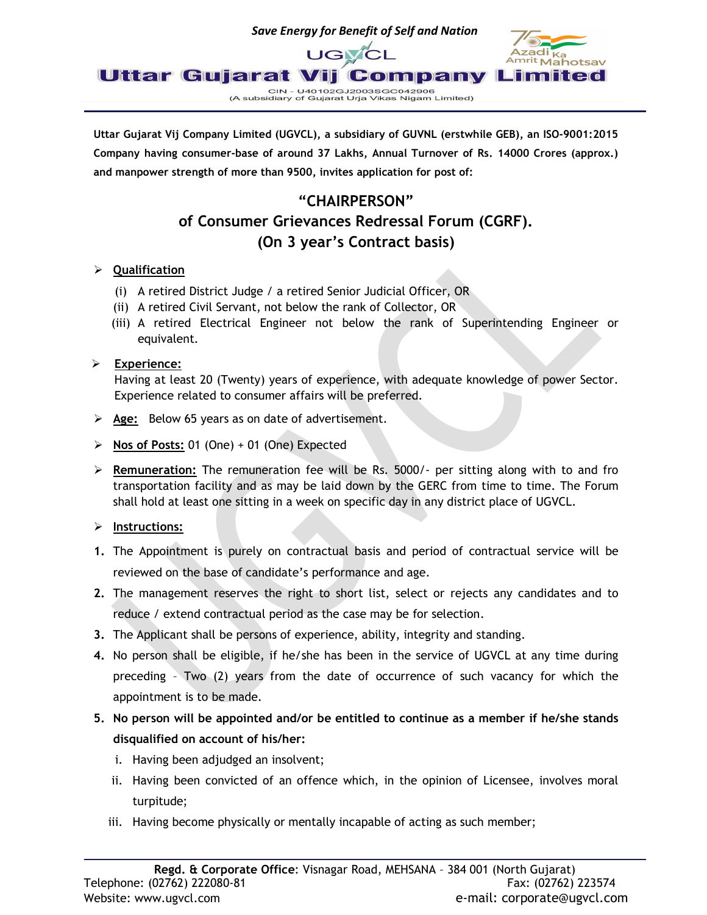*Save Energy for Benefit of Self and Nation*

# Uttar Gujarat Vij Company Limited

CIN – U40102GJ2003SGC042906
(A subsidiary of Gujarat Urja Vikas Nigam Limited)

**Uttar Gujarat Vij Company Limited (UGVCL), a subsidiary of GUVNL (erstwhile GEB), an ISO-9001:2015 Company having consumer-base of around 37 Lakhs, Annual Turnover of Rs. 14000 Crores (approx.) and manpower strength of more than 9500, invites application for post of:**

## "CHAIRPERSON"
## of Consumer Grievances Redressal Forum (CGRF).
## (On 3 year's Contract basis)

- **Qualification**
  - (i) A retired District Judge / a retired Senior Judicial Officer, OR
  - (ii) A retired Civil Servant, not below the rank of Collector, OR
  - (iii) A retired Electrical Engineer not below the rank of Superintending Engineer or equivalent.

- **Experience:**
  Having at least 20 (Twenty) years of experience, with adequate knowledge of power Sector. Experience related to consumer affairs will be preferred.

- **Age:** Below 65 years as on date of advertisement.

- **Nos of Posts:** 01 (One) + 01 (One) Expected

- **Remuneration:** The remuneration fee will be Rs. 5000/- per sitting along with to and fro transportation facility and as may be laid down by the GERC from time to time. The Forum shall hold at least one sitting in a week on specific day in any district place of UGVCL.

- **Instructions:**

1. The Appointment is purely on contractual basis and period of contractual service will be reviewed on the base of candidate's performance and age.
2. The management reserves the right to short list, select or rejects any candidates and to reduce / extend contractual period as the case may be for selection.
3. The Applicant shall be persons of experience, ability, integrity and standing.
4. No person shall be eligible, if he/she has been in the service of UGVCL at any time during preceding – Two (2) years from the date of occurrence of such vacancy for which the appointment is to be made.
5. **No person will be appointed and/or be entitled to continue as a member if he/she stands disqualified on account of his/her:**
   - i. Having been adjudged an insolvent;
   - ii. Having been convicted of an offence which, in the opinion of Licensee, involves moral turpitude;
   - iii. Having become physically or mentally incapable of acting as such member;

**Regd. & Corporate Office**: Visnagar Road, MEHSANA – 384 001 (North Gujarat)
Telephone: (02762) 222080-81 Fax: (02762) 223574
Website: www.ugvcl.com e-mail: corporate@ugvcl.com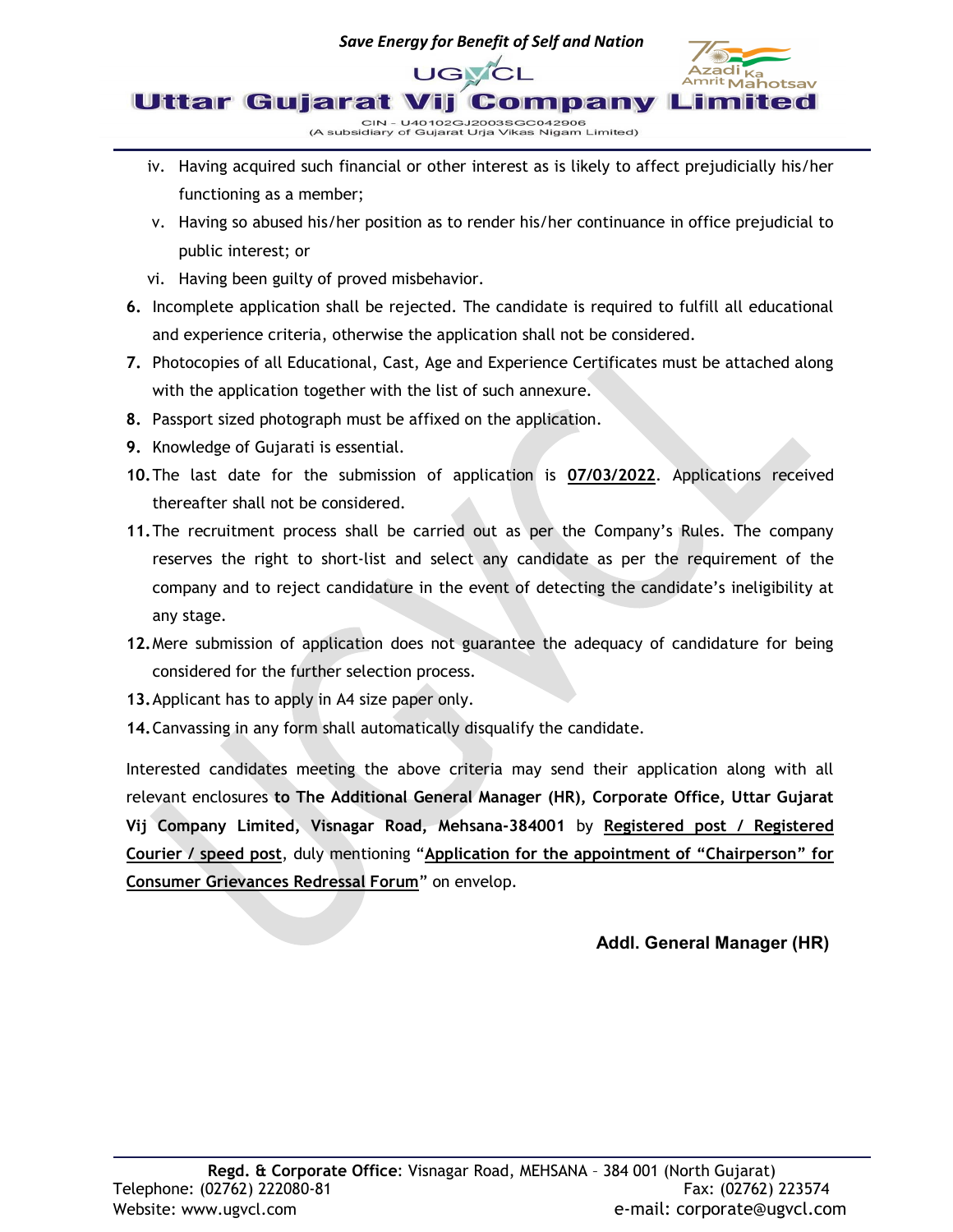iv. Having acquired such financial or other interest as is likely to affect prejudicially his/her functioning as a member;

v. Having so abused his/her position as to render his/her continuance in office prejudicial to public interest; or

vi. Having been guilty of proved misbehavior.

**6.** Incomplete application shall be rejected. The candidate is required to fulfill all educational and experience criteria, otherwise the application shall not be considered.

**7.** Photocopies of all Educational, Cast, Age and Experience Certificates must be attached along with the application together with the list of such annexure.

**8.** Passport sized photograph must be affixed on the application.

**9.** Knowledge of Gujarati is essential.

**10.** The last date for the submission of application is **07/03/2022**. Applications received thereafter shall not be considered.

**11.** The recruitment process shall be carried out as per the Company's Rules. The company reserves the right to short-list and select any candidate as per the requirement of the company and to reject candidature in the event of detecting the candidate's ineligibility at any stage.

**12.** Mere submission of application does not guarantee the adequacy of candidature for being considered for the further selection process.

**13.** Applicant has to apply in A4 size paper only.

**14.** Canvassing in any form shall automatically disqualify the candidate.

Interested candidates meeting the above criteria may send their application along with all relevant enclosures **to The Additional General Manager (HR), Corporate Office, Uttar Gujarat Vij Company Limited, Visnagar Road, Mehsana-384001** by **Registered post / Registered Courier / speed post**, duly mentioning "**Application for the appointment of "Chairperson" for Consumer Grievances Redressal Forum**" on envelop.

**Addl. General Manager (HR)**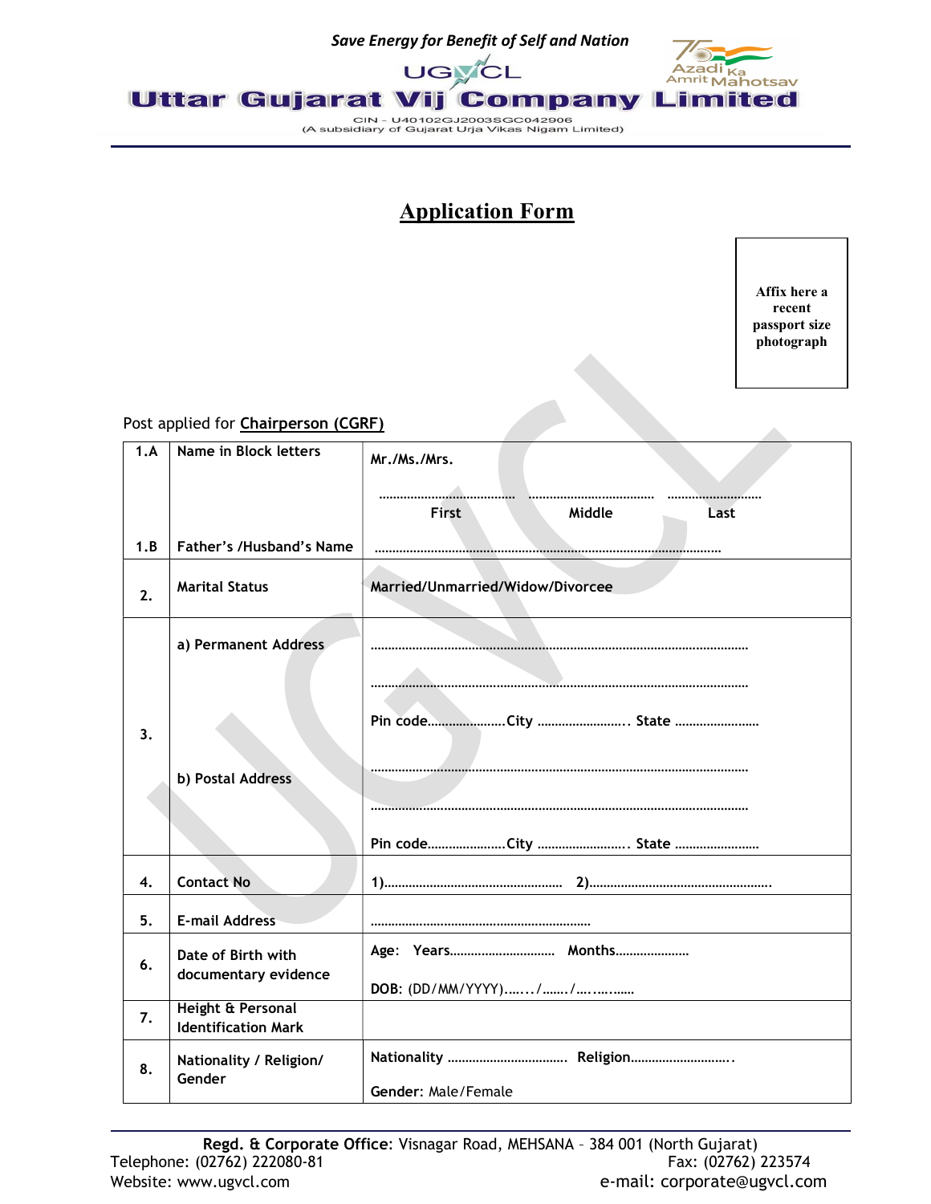*Save Energy for Benefit of Self and Nation*

UGVCL

Azadi Ka Amrit Mahotsav

# Uttar Gujarat Vij Company Limited

CIN - U40102GJ2003SGC042906
(A subsidiary of Gujarat Urja Vikas Nigam Limited)

## Application Form

Affix here a recent passport size photograph

Post applied for **Chairperson (CGRF)**

| | | |
|---|---|---|
| 1.A | Name in Block letters | Mr./Ms./Mrs. ……………………… ……………………… ……………… First Middle Last |
| 1.B | Father's /Husband's Name | ………………………………………………………………………… |
| 2. | Marital Status | Married/Unmarried/Widow/Divorcee |
| 3. | a) Permanent Address | ………………………………………………………………………… ………………………………………………………………………… Pin code……………….City …………………….. State …………………… |
| | b) Postal Address | ………………………………………………………………………… ………………………………………………………………………… Pin code……………….City ……………………. State …………………… |
| 4. | Contact No | 1)…………………………………………… 2)……………………………………………. |
| 5. | E-mail Address | …………………………………………………… |
| 6. | Date of Birth with documentary evidence | Age: Years………………………… Months………………… DOB: (DD/MM/YYYY)……../……./………….. |
| 7. | Height & Personal Identification Mark | |
| 8. | Nationality / Religion/ Gender | Nationality ……………………………. Religion………………………. Gender: Male/Female |

**Regd. & Corporate Office**: Visnagar Road, MEHSANA – 384 001 (North Gujarat)
Telephone: (02762) 222080-81 Fax: (02762) 223574
Website: www.ugvcl.com e-mail: corporate@ugvcl.com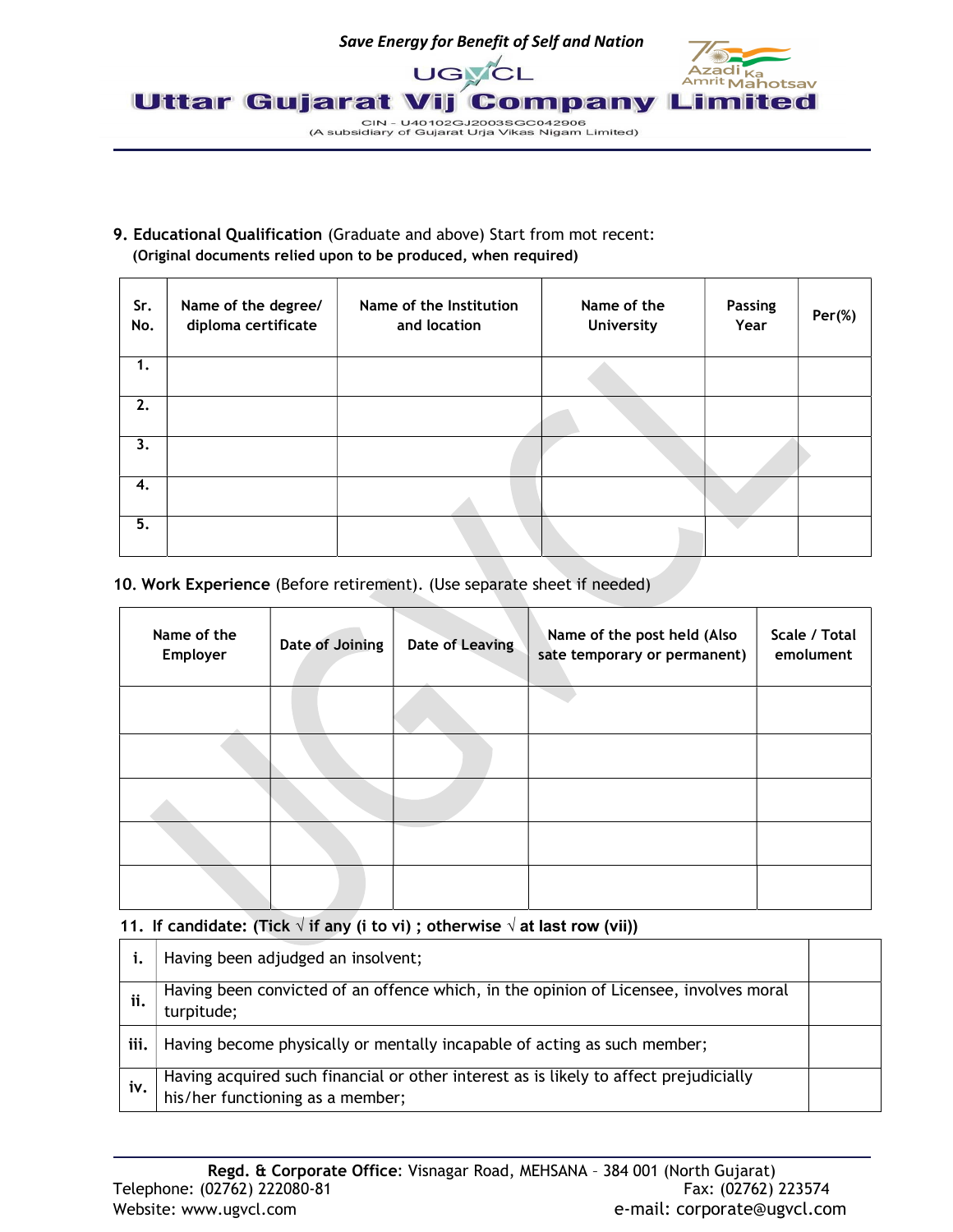**9. Educational Qualification** (Graduate and above) Start from mot recent:

**(Original documents relied upon to be produced, when required)**

| Sr. No. | Name of the degree/ diploma certificate | Name of the Institution and location | Name of the University | Passing Year | Per(%) |
|---|---|---|---|---|---|
| 1. | | | | | |
| 2. | | | | | |
| 3. | | | | | |
| 4. | | | | | |
| 5. | | | | | |

**10. Work Experience** (Before retirement). (Use separate sheet if needed)

| Name of the Employer | Date of Joining | Date of Leaving | Name of the post held (Also sate temporary or permanent) | Scale / Total emolument |
|---|---|---|---|---|
| | | | | |
| | | | | |
| | | | | |
| | | | | |
| | | | | |

**11. If candidate: (Tick √ if any (i to vi) ; otherwise √ at last row (vii))**

| | | |
|---|---|---|
| **i.** | Having been adjudged an insolvent; | |
| **ii.** | Having been convicted of an offence which, in the opinion of Licensee, involves moral turpitude; | |
| **iii.** | Having become physically or mentally incapable of acting as such member; | |
| **iv.** | Having acquired such financial or other interest as is likely to affect prejudicially his/her functioning as a member; | |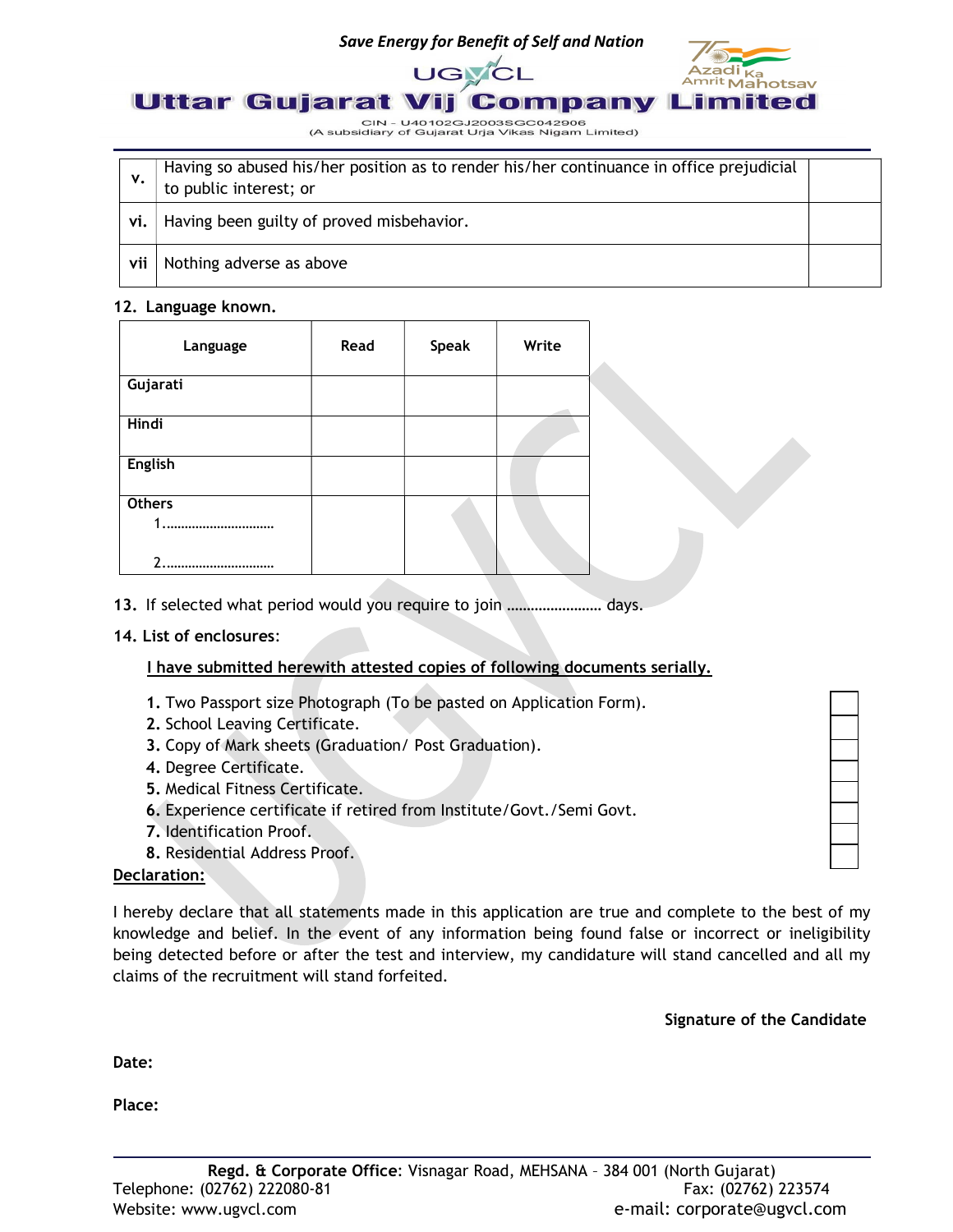| | | |
|---|---|---|
| v. | Having so abused his/her position as to render his/her continuance in office prejudicial to public interest; or | |
| vi. | Having been guilty of proved misbehavior. | |
| vii | Nothing adverse as above | |

**12. Language known.**

| Language | Read | Speak | Write |
|---|---|---|---|
| Gujarati | | | |
| Hindi | | | |
| English | | | |
| Others<br>1……………………………<br>2…………………………… | | | |

**13.** If selected what period would you require to join …………………… days.

**14. List of enclosures**:

**I have submitted herewith attested copies of following documents serially.**

1. Two Passport size Photograph (To be pasted on Application Form). ☐
2. School Leaving Certificate. ☐
3. Copy of Mark sheets (Graduation/ Post Graduation). ☐
4. Degree Certificate. ☐
5. Medical Fitness Certificate. ☐
6. Experience certificate if retired from Institute/Govt./Semi Govt. ☐
7. Identification Proof. ☐
8. Residential Address Proof. ☐

**Declaration:**

I hereby declare that all statements made in this application are true and complete to the best of my knowledge and belief. In the event of any information being found false or incorrect or ineligibility being detected before or after the test and interview, my candidature will stand cancelled and all my claims of the recruitment will stand forfeited.

**Signature of the Candidate**

**Date:**

**Place:**